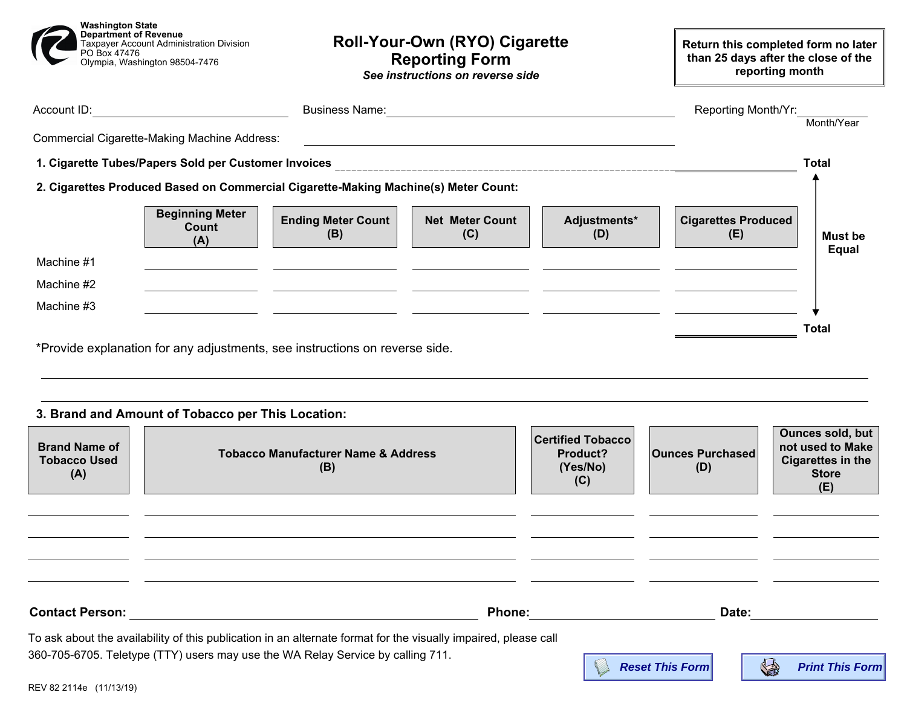Washington State
Department of Revenue
Taxpayer Account Administration Division
PO Box 47476
Olympia, Washington 98504-7476

# Roll-Your-Own (RYO) Cigarette Reporting Form

***See instructions on reverse side***

**Return this completed form no later than 25 days after the close of the reporting month**

Account ID: ______________________ Business Name: ______________________ Reporting Month/Yr: __________ (Month/Year)

Commercial Cigarette-Making Machine Address: ______________________

**1. Cigarette Tubes/Papers Sold per Customer Invoices** ______________________ **Total**

**2. Cigarettes Produced Based on Commercial Cigarette-Making Machine(s) Meter Count:**

| | Beginning Meter Count (A) | Ending Meter Count (B) | Net Meter Count (C) | Adjustments* (D) | Cigarettes Produced (E) |
|---|---|---|---|---|---|
| Machine #1 | | | | | |
| Machine #2 | | | | | |
| Machine #3 | | | | | |
| | | | | | **Total** |

**Must be Equal** (Total in Section 1 and Total in Section 2)

*Provide explanation for any adjustments, see instructions on reverse side.

______________________

______________________

**3. Brand and Amount of Tobacco per This Location:**

| Brand Name of Tobacco Used (A) | Tobacco Manufacturer Name & Address (B) | Certified Tobacco Product? (Yes/No) (C) | Ounces Purchased (D) | Ounces sold, but not used to Make Cigarettes in the Store (E) |
|---|---|---|---|---|
| | | | | |
| | | | | |
| | | | | |
| | | | | |

**Contact Person:** ______________________ **Phone:** ______________ **Date:** ____________

To ask about the availability of this publication in an alternate format for the visually impaired, please call 360-705-6705. Teletype (TTY) users may use the WA Relay Service by calling 711.

Reset This Form | Print This Form

REV 82 2114e (11/13/19)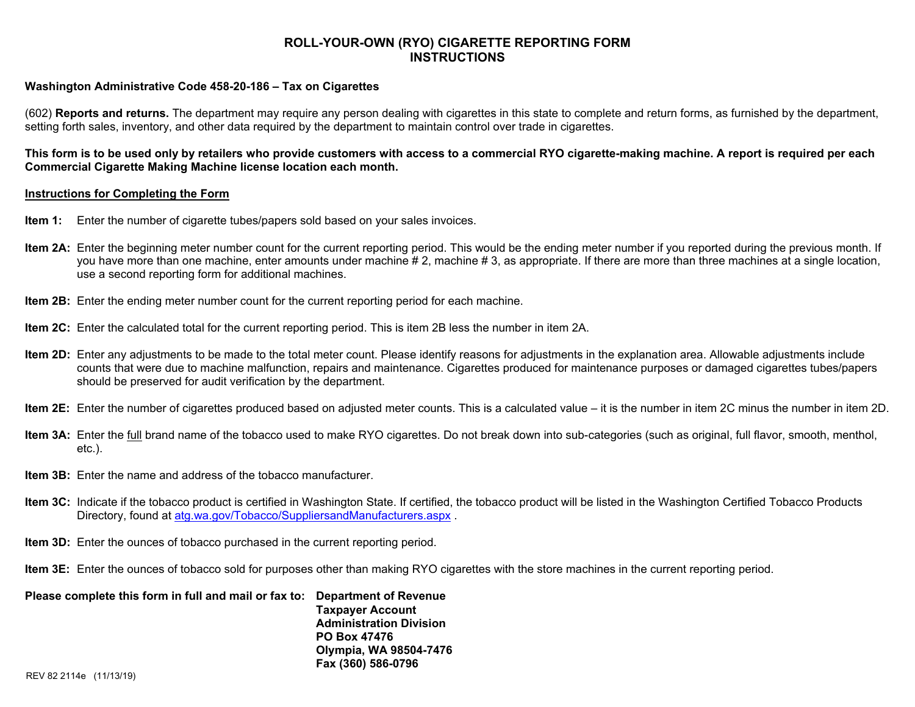# ROLL-YOUR-OWN (RYO) CIGARETTE REPORTING FORM
# INSTRUCTIONS

**Washington Administrative Code 458-20-186 – Tax on Cigarettes**

(602) **Reports and returns.** The department may require any person dealing with cigarettes in this state to complete and return forms, as furnished by the department, setting forth sales, inventory, and other data required by the department to maintain control over trade in cigarettes.

**This form is to be used only by retailers who provide customers with access to a commercial RYO cigarette-making machine. A report is required per each Commercial Cigarette Making Machine license location each month.**

**Instructions for Completing the Form**

**Item 1:** Enter the number of cigarette tubes/papers sold based on your sales invoices.

**Item 2A:** Enter the beginning meter number count for the current reporting period. This would be the ending meter number if you reported during the previous month. If you have more than one machine, enter amounts under machine # 2, machine # 3, as appropriate. If there are more than three machines at a single location, use a second reporting form for additional machines.

**Item 2B:** Enter the ending meter number count for the current reporting period for each machine.

**Item 2C:** Enter the calculated total for the current reporting period. This is item 2B less the number in item 2A.

**Item 2D:** Enter any adjustments to be made to the total meter count. Please identify reasons for adjustments in the explanation area. Allowable adjustments include counts that were due to machine malfunction, repairs and maintenance. Cigarettes produced for maintenance purposes or damaged cigarettes tubes/papers should be preserved for audit verification by the department.

**Item 2E:** Enter the number of cigarettes produced based on adjusted meter counts. This is a calculated value – it is the number in item 2C minus the number in item 2D.

**Item 3A:** Enter the full brand name of the tobacco used to make RYO cigarettes. Do not break down into sub-categories (such as original, full flavor, smooth, menthol, etc.).

**Item 3B:** Enter the name and address of the tobacco manufacturer.

**Item 3C:** Indicate if the tobacco product is certified in Washington State. If certified, the tobacco product will be listed in the Washington Certified Tobacco Products Directory, found at atg.wa.gov/Tobacco/SuppliersandManufacturers.aspx .

**Item 3D:** Enter the ounces of tobacco purchased in the current reporting period.

**Item 3E:** Enter the ounces of tobacco sold for purposes other than making RYO cigarettes with the store machines in the current reporting period.

**Please complete this form in full and mail or fax to:**

**Department of Revenue**
**Taxpayer Account**
**Administration Division**
**PO Box 47476**
**Olympia, WA 98504-7476**
**Fax (360) 586-0796**

REV 82 2114e (11/13/19)